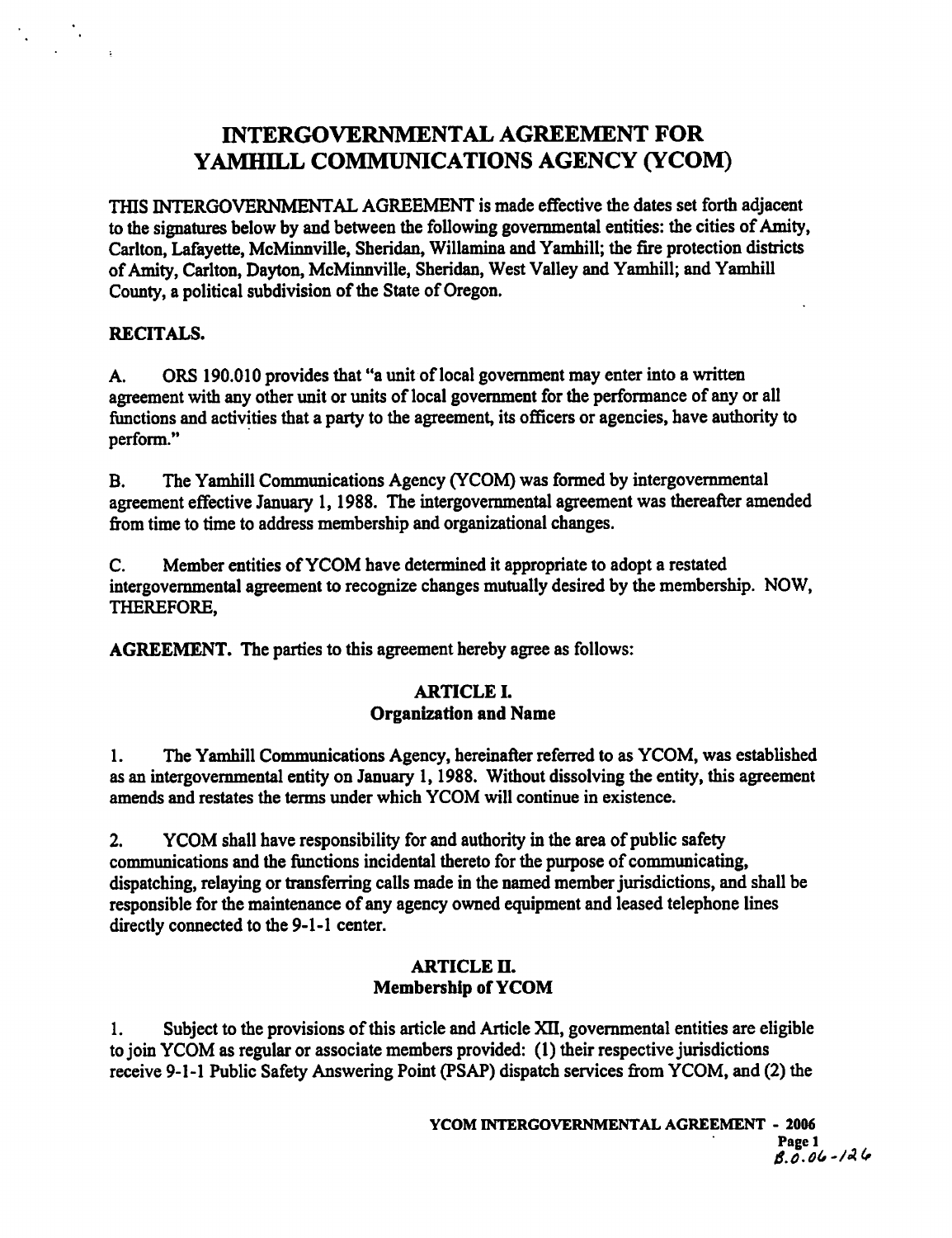# INTERGOVERNMENTAL AGREEMENT FOR YAMHILL COMMUNICATIONS AGENCY (YCOM)

THIS INTERGOVERNMENTAL AGREEMENT is made effective the dates set forth adjacent to the signatures below by and between the following governmental entities: the cities of Amity, Carlton, Lafayette, McMinnville, Sheridan, Willamina and Yamhill; the fire protection districts of Amity, Carlton, Dayton, McMinnville, Sheridan, West Valley and Yamhill; and Yamhill County, a political subdivision of the State of Oregon.

**RECITALS.**

A. ORS 190.010 provides that "a unit of local government may enter into a written agreement with any other unit or units of local government for the performance of any or all functions and activities that a party to the agreement, its officers or agencies, have authority to perform."

B. The Yamhill Communications Agency (YCOM) was formed by intergovernmental agreement effective January 1, 1988. The intergovernmental agreement was thereafter amended from time to time to address membership and organizational changes.

C. Member entities of YCOM have determined it appropriate to adopt a restated intergovernmental agreement to recognize changes mutually desired by the membership. NOW, THEREFORE,

**AGREEMENT.** The parties to this agreement hereby agree as follows:

## ARTICLE I.
## Organization and Name

1. The Yamhill Communications Agency, hereinafter referred to as YCOM, was established as an intergovernmental entity on January 1, 1988. Without dissolving the entity, this agreement amends and restates the terms under which YCOM will continue in existence.

2. YCOM shall have responsibility for and authority in the area of public safety communications and the functions incidental thereto for the purpose of communicating, dispatching, relaying or transferring calls made in the named member jurisdictions, and shall be responsible for the maintenance of any agency owned equipment and leased telephone lines directly connected to the 9-1-1 center.

## ARTICLE II.
## Membership of YCOM

1. Subject to the provisions of this article and Article XII, governmental entities are eligible to join YCOM as regular or associate members provided: (1) their respective jurisdictions receive 9-1-1 Public Safety Answering Point (PSAP) dispatch services from YCOM, and (2) the

YCOM INTERGOVERNMENTAL AGREEMENT - 2006

B.O.06-126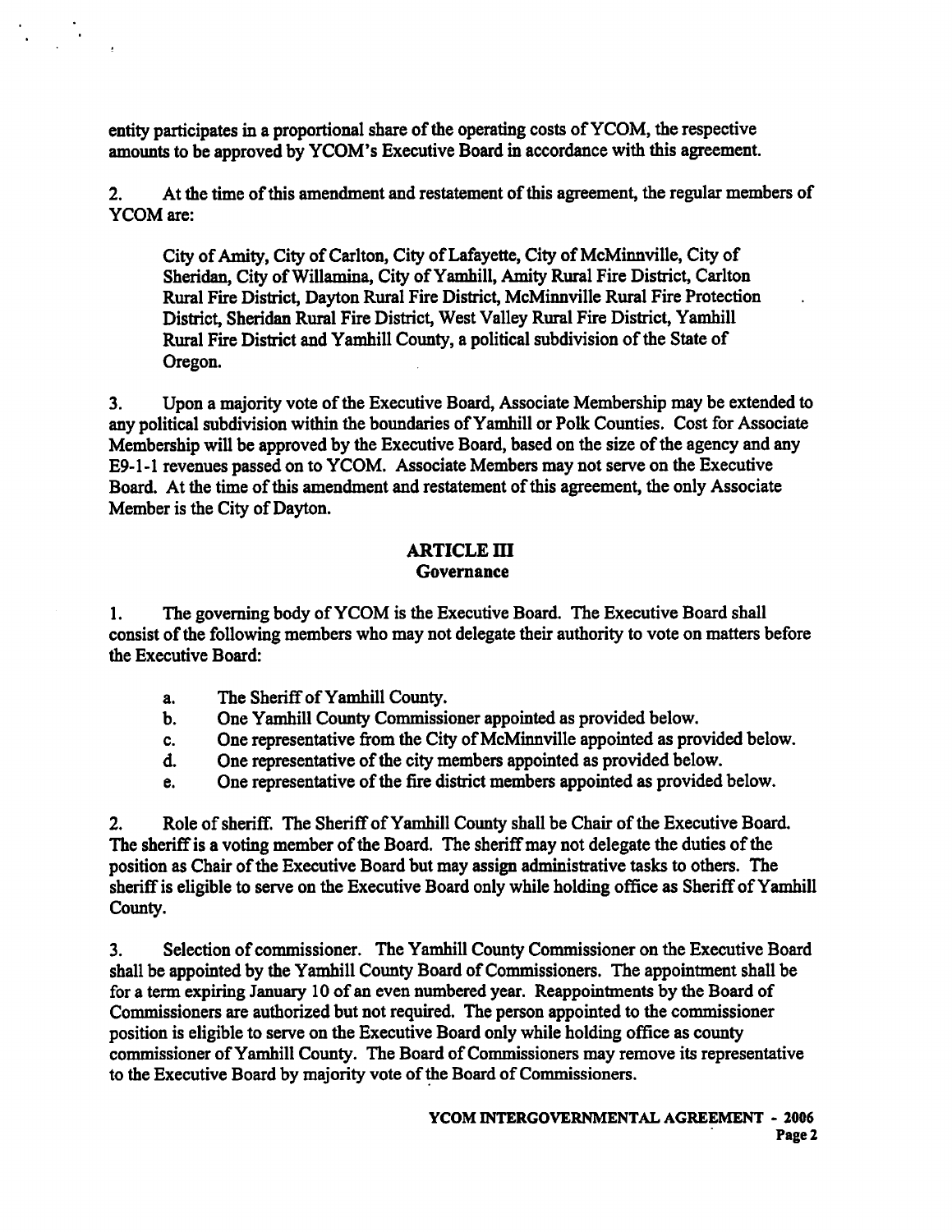entity participates in a proportional share of the operating costs of YCOM, the respective amounts to be approved by YCOM's Executive Board in accordance with this agreement.

2. At the time of this amendment and restatement of this agreement, the regular members of YCOM are:

> City of Amity, City of Carlton, City of Lafayette, City of McMinnville, City of Sheridan, City of Willamina, City of Yamhill, Amity Rural Fire District, Carlton Rural Fire District, Dayton Rural Fire District, McMinnville Rural Fire Protection District, Sheridan Rural Fire District, West Valley Rural Fire District, Yamhill Rural Fire District and Yamhill County, a political subdivision of the State of Oregon.

3. Upon a majority vote of the Executive Board, Associate Membership may be extended to any political subdivision within the boundaries of Yamhill or Polk Counties. Cost for Associate Membership will be approved by the Executive Board, based on the size of the agency and any E9-1-1 revenues passed on to YCOM. Associate Members may not serve on the Executive Board. At the time of this amendment and restatement of this agreement, the only Associate Member is the City of Dayton.

## ARTICLE III
### Governance

1. The governing body of YCOM is the Executive Board. The Executive Board shall consist of the following members who may not delegate their authority to vote on matters before the Executive Board:

   a. The Sheriff of Yamhill County.
   b. One Yamhill County Commissioner appointed as provided below.
   c. One representative from the City of McMinnville appointed as provided below.
   d. One representative of the city members appointed as provided below.
   e. One representative of the fire district members appointed as provided below.

2. Role of sheriff. The Sheriff of Yamhill County shall be Chair of the Executive Board. The sheriff is a voting member of the Board. The sheriff may not delegate the duties of the position as Chair of the Executive Board but may assign administrative tasks to others. The sheriff is eligible to serve on the Executive Board only while holding office as Sheriff of Yamhill County.

3. Selection of commissioner. The Yamhill County Commissioner on the Executive Board shall be appointed by the Yamhill County Board of Commissioners. The appointment shall be for a term expiring January 10 of an even numbered year. Reappointments by the Board of Commissioners are authorized but not required. The person appointed to the commissioner position is eligible to serve on the Executive Board only while holding office as county commissioner of Yamhill County. The Board of Commissioners may remove its representative to the Executive Board by majority vote of the Board of Commissioners.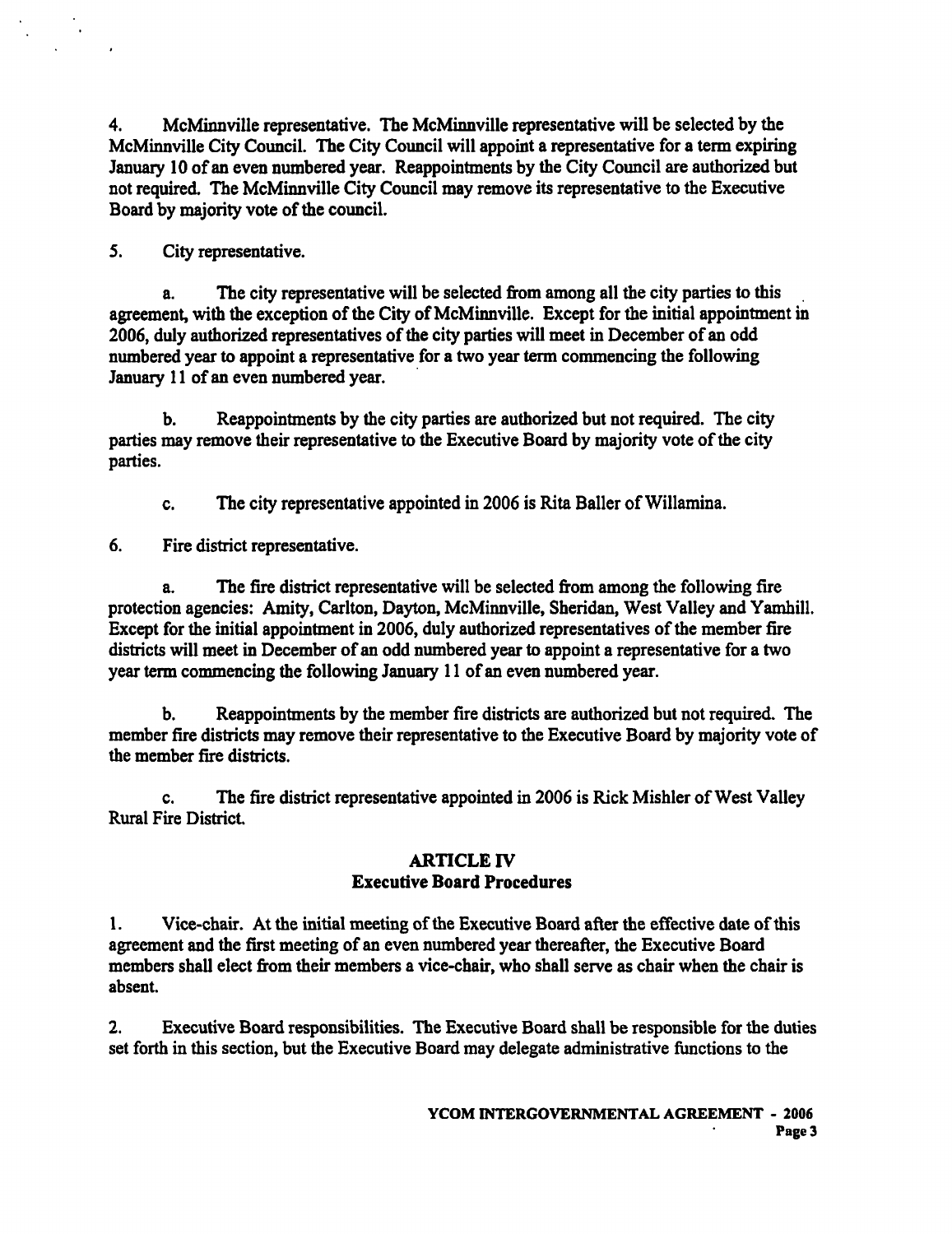4. McMinnville representative. The McMinnville representative will be selected by the McMinnville City Council. The City Council will appoint a representative for a term expiring January 10 of an even numbered year. Reappointments by the City Council are authorized but not required. The McMinnville City Council may remove its representative to the Executive Board by majority vote of the council.

5. City representative.

a. The city representative will be selected from among all the city parties to this agreement, with the exception of the City of McMinnville. Except for the initial appointment in 2006, duly authorized representatives of the city parties will meet in December of an odd numbered year to appoint a representative for a two year term commencing the following January 11 of an even numbered year.

b. Reappointments by the city parties are authorized but not required. The city parties may remove their representative to the Executive Board by majority vote of the city parties.

c. The city representative appointed in 2006 is Rita Baller of Willamina.

6. Fire district representative.

a. The fire district representative will be selected from among the following fire protection agencies: Amity, Carlton, Dayton, McMinnville, Sheridan, West Valley and Yamhill. Except for the initial appointment in 2006, duly authorized representatives of the member fire districts will meet in December of an odd numbered year to appoint a representative for a two year term commencing the following January 11 of an even numbered year.

b. Reappointments by the member fire districts are authorized but not required. The member fire districts may remove their representative to the Executive Board by majority vote of the member fire districts.

c. The fire district representative appointed in 2006 is Rick Mishler of West Valley Rural Fire District.

## ARTICLE IV
## Executive Board Procedures

1. Vice-chair. At the initial meeting of the Executive Board after the effective date of this agreement and the first meeting of an even numbered year thereafter, the Executive Board members shall elect from their members a vice-chair, who shall serve as chair when the chair is absent.

2. Executive Board responsibilities. The Executive Board shall be responsible for the duties set forth in this section, but the Executive Board may delegate administrative functions to the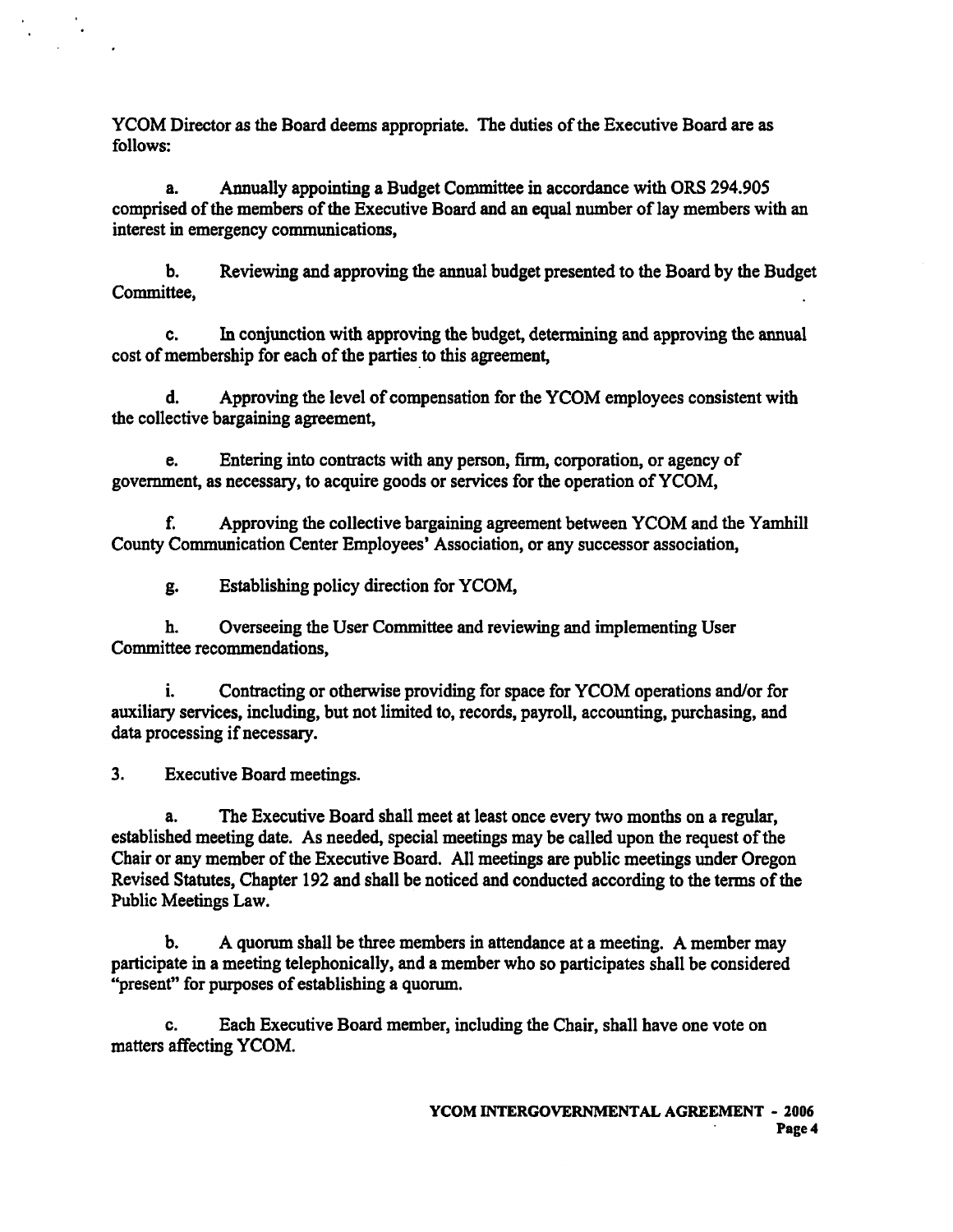YCOM Director as the Board deems appropriate. The duties of the Executive Board are as follows:

a. Annually appointing a Budget Committee in accordance with ORS 294.905 comprised of the members of the Executive Board and an equal number of lay members with an interest in emergency communications,

b. Reviewing and approving the annual budget presented to the Board by the Budget Committee,

c. In conjunction with approving the budget, determining and approving the annual cost of membership for each of the parties to this agreement,

d. Approving the level of compensation for the YCOM employees consistent with the collective bargaining agreement,

e. Entering into contracts with any person, firm, corporation, or agency of government, as necessary, to acquire goods or services for the operation of YCOM,

f. Approving the collective bargaining agreement between YCOM and the Yamhill County Communication Center Employees' Association, or any successor association,

g. Establishing policy direction for YCOM,

h. Overseeing the User Committee and reviewing and implementing User Committee recommendations,

i. Contracting or otherwise providing for space for YCOM operations and/or for auxiliary services, including, but not limited to, records, payroll, accounting, purchasing, and data processing if necessary.

3. Executive Board meetings.

a. The Executive Board shall meet at least once every two months on a regular, established meeting date. As needed, special meetings may be called upon the request of the Chair or any member of the Executive Board. All meetings are public meetings under Oregon Revised Statutes, Chapter 192 and shall be noticed and conducted according to the terms of the Public Meetings Law.

b. A quorum shall be three members in attendance at a meeting. A member may participate in a meeting telephonically, and a member who so participates shall be considered "present" for purposes of establishing a quorum.

c. Each Executive Board member, including the Chair, shall have one vote on matters affecting YCOM.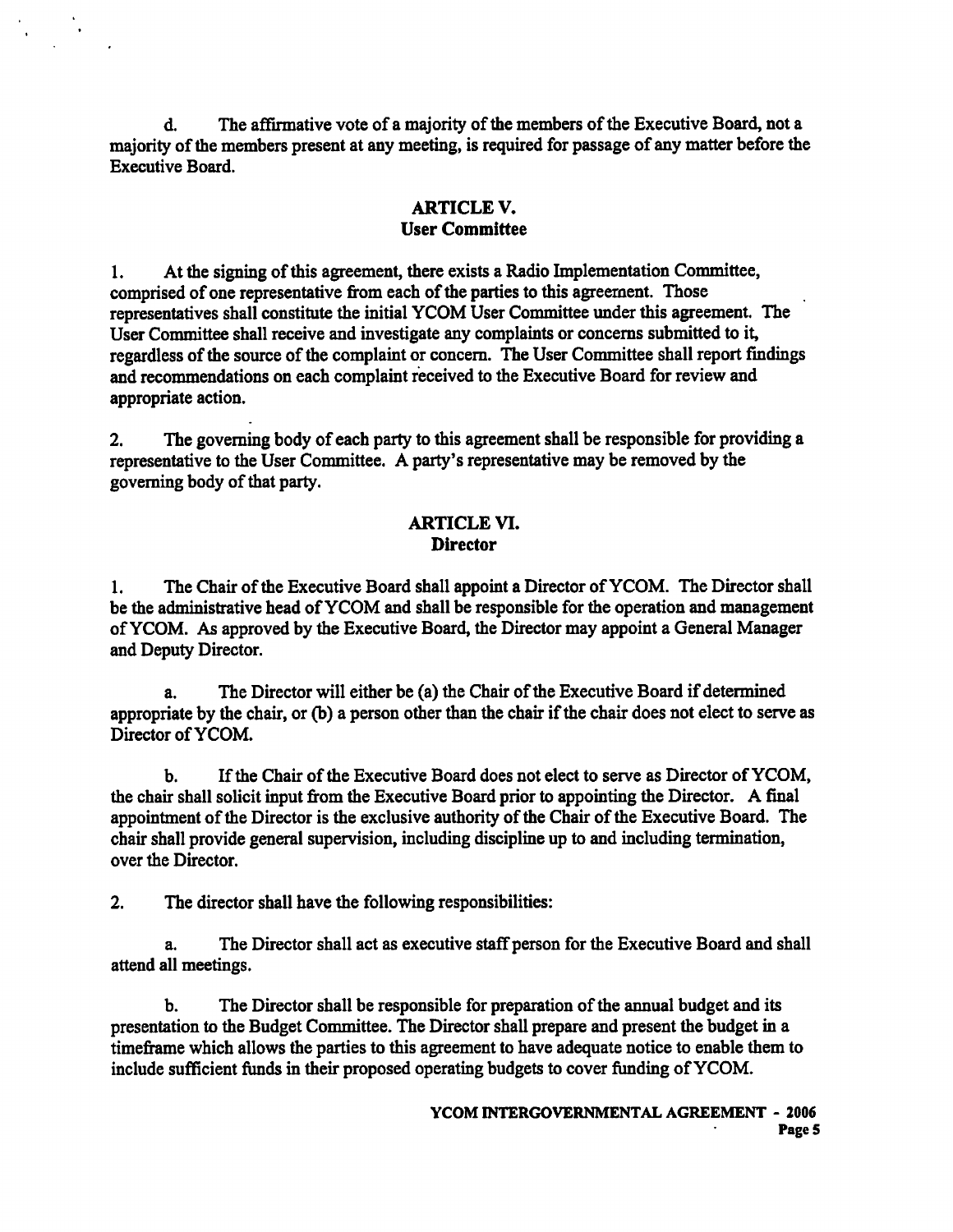d. The affirmative vote of a majority of the members of the Executive Board, not a majority of the members present at any meeting, is required for passage of any matter before the Executive Board.

## ARTICLE V.
## User Committee

1. At the signing of this agreement, there exists a Radio Implementation Committee, comprised of one representative from each of the parties to this agreement. Those representatives shall constitute the initial YCOM User Committee under this agreement. The User Committee shall receive and investigate any complaints or concerns submitted to it, regardless of the source of the complaint or concern. The User Committee shall report findings and recommendations on each complaint received to the Executive Board for review and appropriate action.

2. The governing body of each party to this agreement shall be responsible for providing a representative to the User Committee. A party's representative may be removed by the governing body of that party.

## ARTICLE VI.
## Director

1. The Chair of the Executive Board shall appoint a Director of YCOM. The Director shall be the administrative head of YCOM and shall be responsible for the operation and management of YCOM. As approved by the Executive Board, the Director may appoint a General Manager and Deputy Director.

a. The Director will either be (a) the Chair of the Executive Board if determined appropriate by the chair, or (b) a person other than the chair if the chair does not elect to serve as Director of YCOM.

b. If the Chair of the Executive Board does not elect to serve as Director of YCOM, the chair shall solicit input from the Executive Board prior to appointing the Director. A final appointment of the Director is the exclusive authority of the Chair of the Executive Board. The chair shall provide general supervision, including discipline up to and including termination, over the Director.

2. The director shall have the following responsibilities:

a. The Director shall act as executive staff person for the Executive Board and shall attend all meetings.

b. The Director shall be responsible for preparation of the annual budget and its presentation to the Budget Committee. The Director shall prepare and present the budget in a timeframe which allows the parties to this agreement to have adequate notice to enable them to include sufficient funds in their proposed operating budgets to cover funding of YCOM.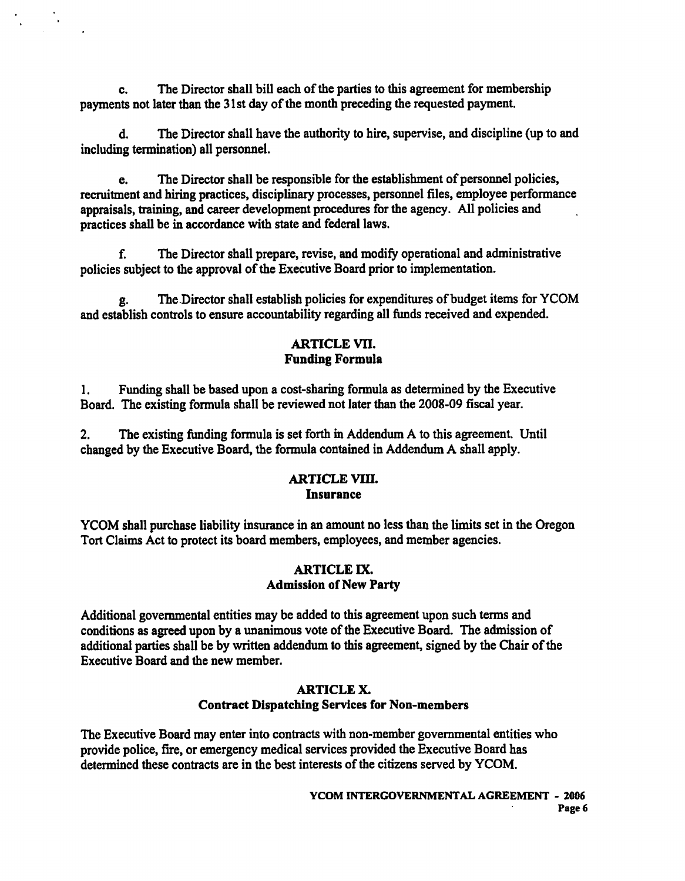c. The Director shall bill each of the parties to this agreement for membership payments not later than the 31st day of the month preceding the requested payment.

d. The Director shall have the authority to hire, supervise, and discipline (up to and including termination) all personnel.

e. The Director shall be responsible for the establishment of personnel policies, recruitment and hiring practices, disciplinary processes, personnel files, employee performance appraisals, training, and career development procedures for the agency. All policies and practices shall be in accordance with state and federal laws.

f. The Director shall prepare, revise, and modify operational and administrative policies subject to the approval of the Executive Board prior to implementation.

g. The Director shall establish policies for expenditures of budget items for YCOM and establish controls to ensure accountability regarding all funds received and expended.

## ARTICLE VII.
## Funding Formula

1. Funding shall be based upon a cost-sharing formula as determined by the Executive Board. The existing formula shall be reviewed not later than the 2008-09 fiscal year.

2. The existing funding formula is set forth in Addendum A to this agreement. Until changed by the Executive Board, the formula contained in Addendum A shall apply.

## ARTICLE VIII.
## Insurance

YCOM shall purchase liability insurance in an amount no less than the limits set in the Oregon Tort Claims Act to protect its board members, employees, and member agencies.

## ARTICLE IX.
## Admission of New Party

Additional governmental entities may be added to this agreement upon such terms and conditions as agreed upon by a unanimous vote of the Executive Board. The admission of additional parties shall be by written addendum to this agreement, signed by the Chair of the Executive Board and the new member.

## ARTICLE X.
## Contract Dispatching Services for Non-members

The Executive Board may enter into contracts with non-member governmental entities who provide police, fire, or emergency medical services provided the Executive Board has determined these contracts are in the best interests of the citizens served by YCOM.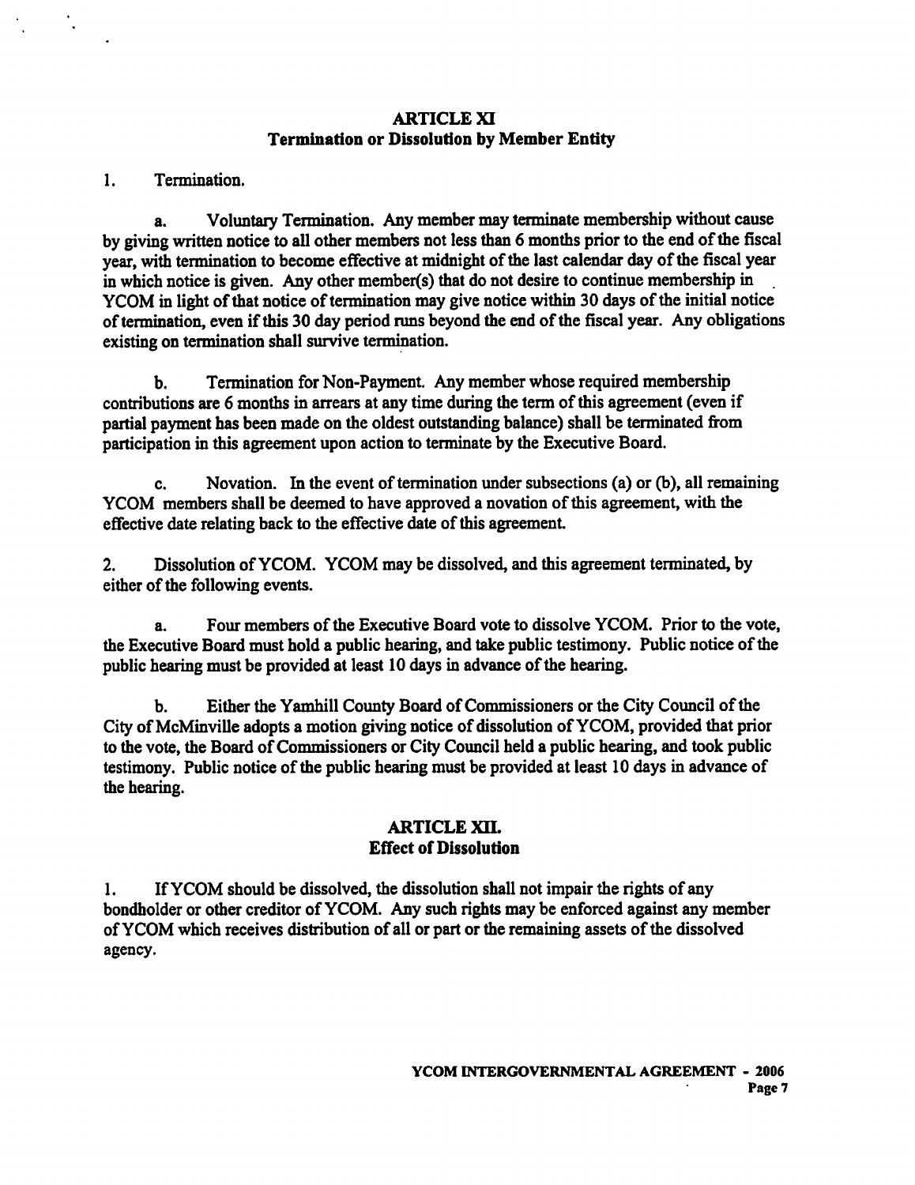## ARTICLE XI
## Termination or Dissolution by Member Entity

1. Termination.

   a. Voluntary Termination. Any member may terminate membership without cause by giving written notice to all other members not less than 6 months prior to the end of the fiscal year, with termination to become effective at midnight of the last calendar day of the fiscal year in which notice is given. Any other member(s) that do not desire to continue membership in YCOM in light of that notice of termination may give notice within 30 days of the initial notice of termination, even if this 30 day period runs beyond the end of the fiscal year. Any obligations existing on termination shall survive termination.

   b. Termination for Non-Payment. Any member whose required membership contributions are 6 months in arrears at any time during the term of this agreement (even if partial payment has been made on the oldest outstanding balance) shall be terminated from participation in this agreement upon action to terminate by the Executive Board.

   c. Novation. In the event of termination under subsections (a) or (b), all remaining YCOM members shall be deemed to have approved a novation of this agreement, with the effective date relating back to the effective date of this agreement.

2. Dissolution of YCOM. YCOM may be dissolved, and this agreement terminated, by either of the following events.

   a. Four members of the Executive Board vote to dissolve YCOM. Prior to the vote, the Executive Board must hold a public hearing, and take public testimony. Public notice of the public hearing must be provided at least 10 days in advance of the hearing.

   b. Either the Yamhill County Board of Commissioners or the City Council of the City of McMinville adopts a motion giving notice of dissolution of YCOM, provided that prior to the vote, the Board of Commissioners or City Council held a public hearing, and took public testimony. Public notice of the public hearing must be provided at least 10 days in advance of the hearing.

## ARTICLE XII.
## Effect of Dissolution

1. If YCOM should be dissolved, the dissolution shall not impair the rights of any bondholder or other creditor of YCOM. Any such rights may be enforced against any member of YCOM which receives distribution of all or part or the remaining assets of the dissolved agency.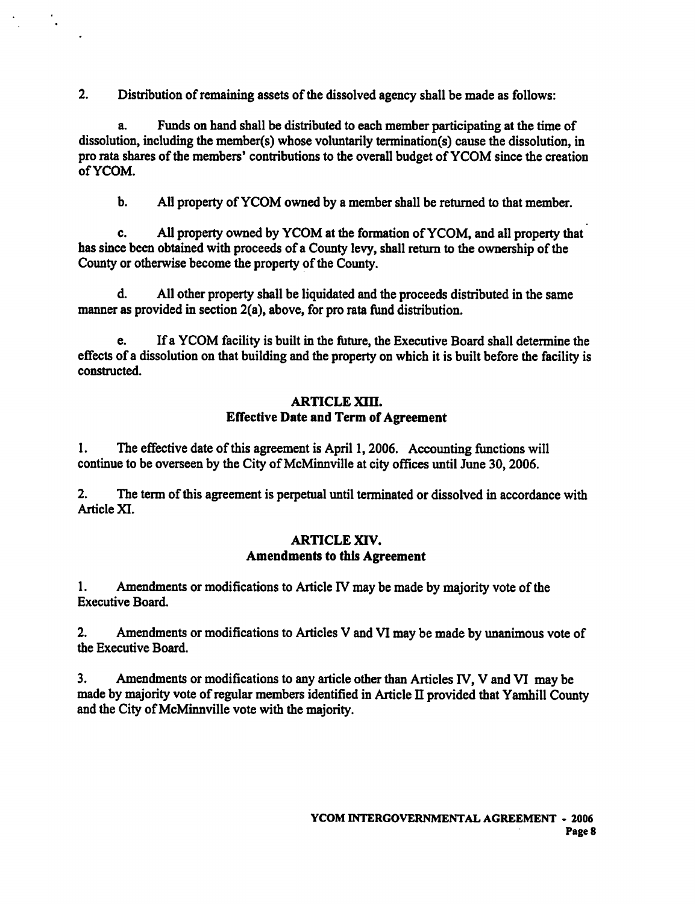2. Distribution of remaining assets of the dissolved agency shall be made as follows:

a. Funds on hand shall be distributed to each member participating at the time of dissolution, including the member(s) whose voluntarily termination(s) cause the dissolution, in pro rata shares of the members' contributions to the overall budget of YCOM since the creation of YCOM.

b. All property of YCOM owned by a member shall be returned to that member.

c. All property owned by YCOM at the formation of YCOM, and all property that has since been obtained with proceeds of a County levy, shall return to the ownership of the County or otherwise become the property of the County.

d. All other property shall be liquidated and the proceeds distributed in the same manner as provided in section 2(a), above, for pro rata fund distribution.

e. If a YCOM facility is built in the future, the Executive Board shall determine the effects of a dissolution on that building and the property on which it is built before the facility is constructed.

## ARTICLE XIII.
## Effective Date and Term of Agreement

1. The effective date of this agreement is April 1, 2006. Accounting functions will continue to be overseen by the City of McMinnville at city offices until June 30, 2006.

2. The term of this agreement is perpetual until terminated or dissolved in accordance with Article XI.

## ARTICLE XIV.
## Amendments to this Agreement

1. Amendments or modifications to Article IV may be made by majority vote of the Executive Board.

2. Amendments or modifications to Articles V and VI may be made by unanimous vote of the Executive Board.

3. Amendments or modifications to any article other than Articles IV, V and VI may be made by majority vote of regular members identified in Article II provided that Yamhill County and the City of McMinnville vote with the majority.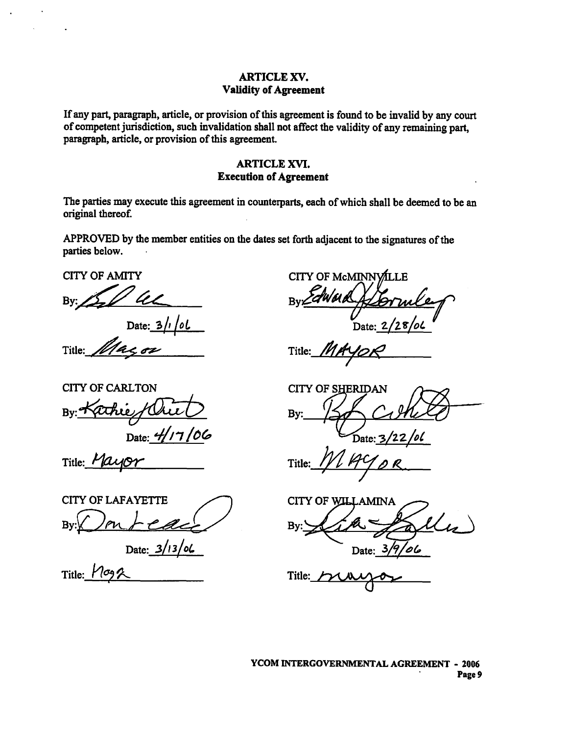## ARTICLE XV.
### Validity of Agreement

If any part, paragraph, article, or provision of this agreement is found to be invalid by any court of competent jurisdiction, such invalidation shall not affect the validity of any remaining part, paragraph, article, or provision of this agreement.

## ARTICLE XVI.
### Execution of Agreement

The parties may execute this agreement in counterparts, each of which shall be deemed to be an original thereof.

APPROVED by the member entities on the dates set forth adjacent to the signatures of the parties below.

CITY OF AMITY

By: [signature]

Date: 3/1/06

Title: Mayor

CITY OF CARLTON

By: Kathie [signature]

Date: 4/17/06

Title: Mayor

CITY OF LAFAYETTE

By: Don [signature]

Date: 3/13/06

Title: Mayor

CITY OF McMINNVILLE

By: Edward [signature]

Date: 2/28/06

Title: MAYOR

CITY OF SHERIDAN

By: [signature]

Date: 3/22/06

Title: MAYOR

CITY OF WILLAMINA

By: [signature]

Date: 3/9/06

Title: mayor

**YCOM INTERGOVERNMENTAL AGREEMENT - 2006**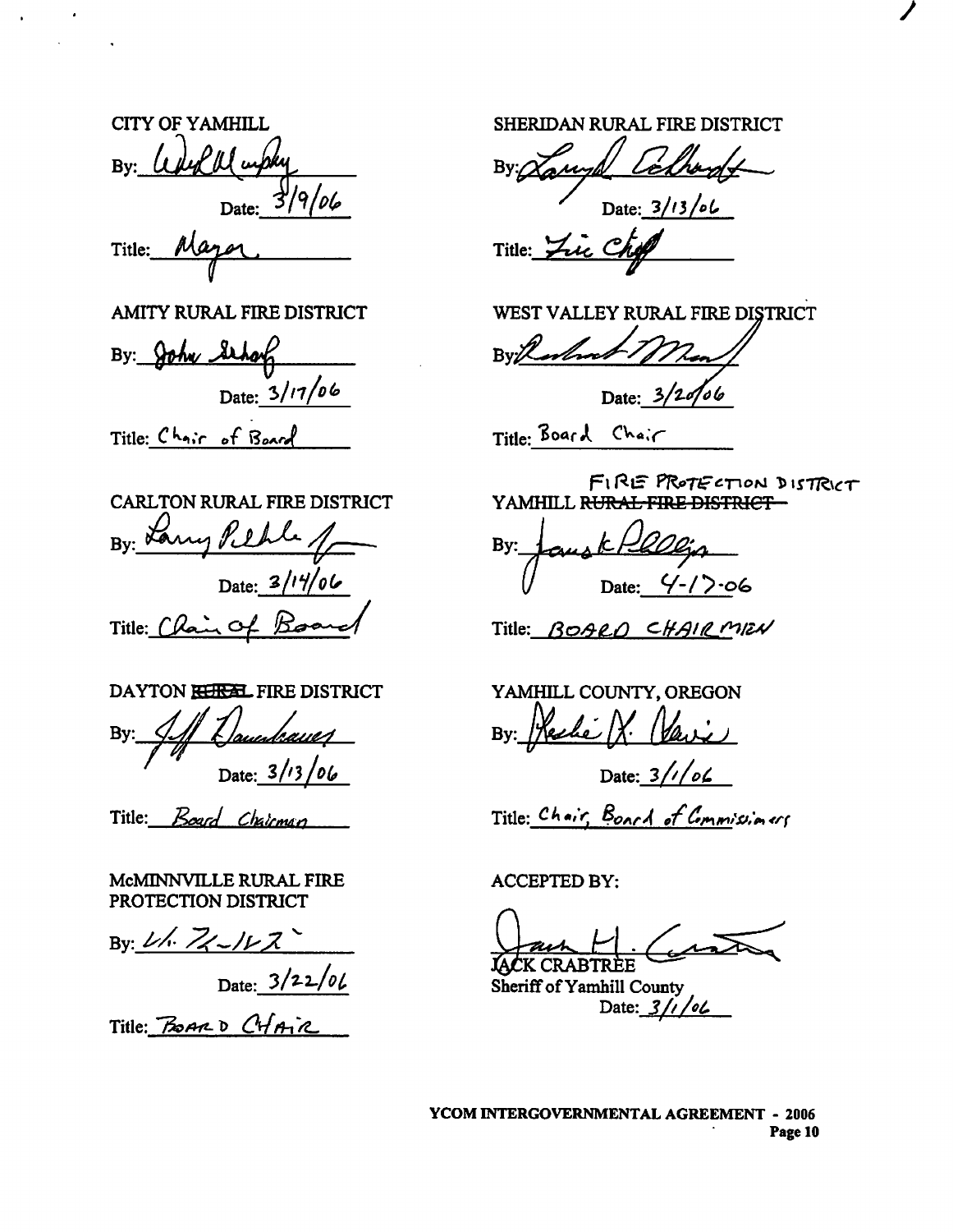CITY OF YAMHILL

By: *[signature]*

Date: 3/9/06

Title: Mayor

AMITY RURAL FIRE DISTRICT

By: John Sehorf

Date: 3/17/06

Title: Chair of Board

CARLTON RURAL FIRE DISTRICT

By: Larry Pehle

Date: 3/14/06

Title: Chair of Board

DAYTON ~~RURAL~~ FIRE DISTRICT

By: Jeff Dauenhauer

Date: 3/13/06

Title: Board Chairman

McMINNVILLE RURAL FIRE PROTECTION DISTRICT

By: *[signature]*

Date: 3/22/06

Title: BOARD CHAIR

SHERIDAN RURAL FIRE DISTRICT

By: Lanyd Eckhardt

Date: 3/13/06

Title: Fire Chief

WEST VALLEY RURAL FIRE DISTRICT

By: *[signature]*

Date: 3/20/06

Title: Board Chair

YAMHILL ~~RURAL FIRE DISTRICT~~ FIRE PROTECTION DISTRICT

By: *[signature]*

Date: 4-17-06

Title: BOARD CHAIRMEN

YAMHILL COUNTY, OREGON

By: Leslie X. Davis

Date: 3/1/06

Title: Chair, Board of Commissioners

ACCEPTED BY:

*[signature]*

JACK CRABTREE

Sheriff of Yamhill County

Date: 3/1/06

**YCOM INTERGOVERNMENTAL AGREEMENT - 2006**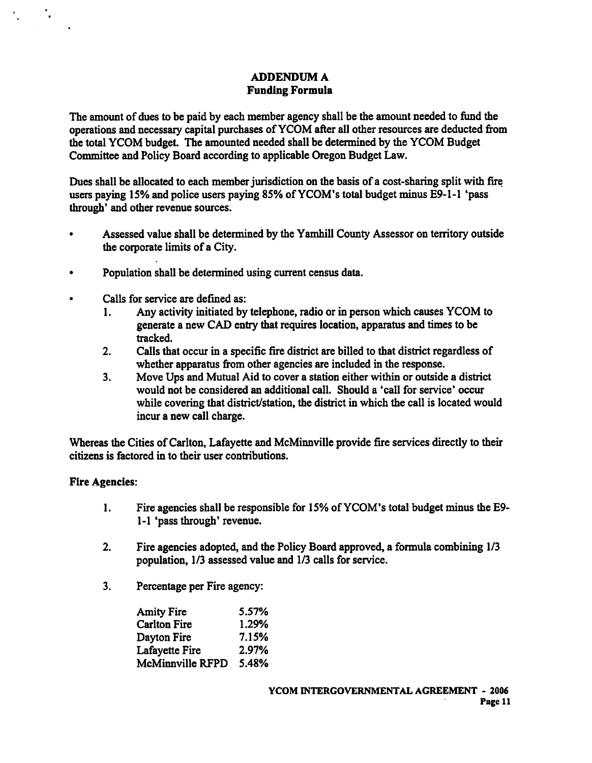## ADDENDUM A
### Funding Formula

The amount of dues to be paid by each member agency shall be the amount needed to fund the operations and necessary capital purchases of YCOM after all other resources are deducted from the total YCOM budget. The amounted needed shall be determined by the YCOM Budget Committee and Policy Board according to applicable Oregon Budget Law.

Dues shall be allocated to each member jurisdiction on the basis of a cost-sharing split with fire users paying 15% and police users paying 85% of YCOM's total budget minus E9-1-1 'pass through' and other revenue sources.

- Assessed value shall be determined by the Yamhill County Assessor on territory outside the corporate limits of a City.
- Population shall be determined using current census data.
- Calls for service are defined as:
    1. Any activity initiated by telephone, radio or in person which causes YCOM to generate a new CAD entry that requires location, apparatus and times to be tracked.
    2. Calls that occur in a specific fire district are billed to that district regardless of whether apparatus from other agencies are included in the response.
    3. Move Ups and Mutual Aid to cover a station either within or outside a district would not be considered an additional call. Should a 'call for service' occur while covering that district/station, the district in which the call is located would incur a new call charge.

Whereas the Cities of Carlton, Lafayette and McMinnville provide fire services directly to their citizens is factored in to their user contributions.

**Fire Agencies:**

1. Fire agencies shall be responsible for 15% of YCOM's total budget minus the E9-1-1 'pass through' revenue.
2. Fire agencies adopted, and the Policy Board approved, a formula combining 1/3 population, 1/3 assessed value and 1/3 calls for service.
3. Percentage per Fire agency:

| | |
|---|---|
| Amity Fire | 5.57% |
| Carlton Fire | 1.29% |
| Dayton Fire | 7.15% |
| Lafayette Fire | 2.97% |
| McMinnville RFPD | 5.48% |

YCOM INTERGOVERNMENTAL AGREEMENT - 2006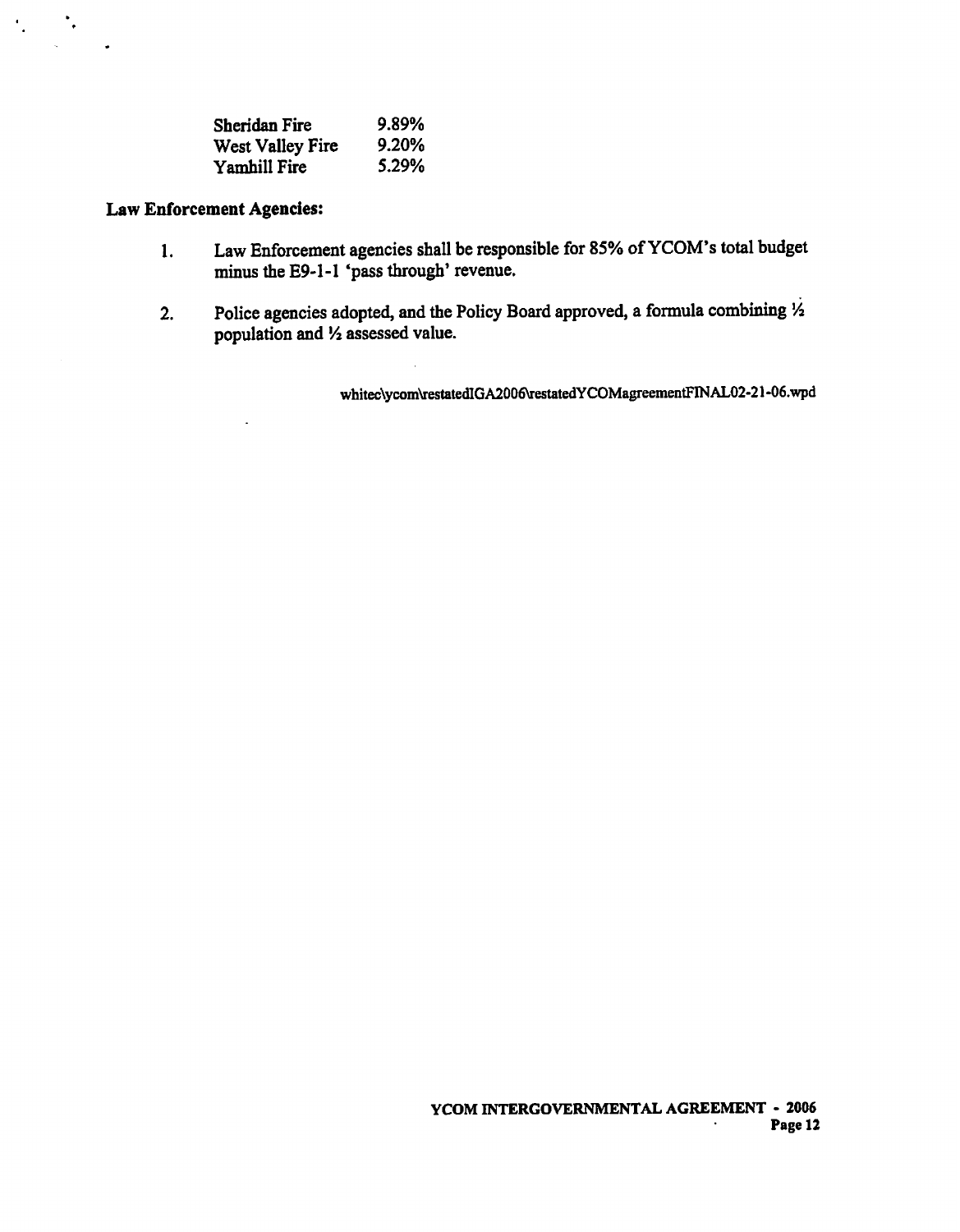| | |
|---|---|
| Sheridan Fire | 9.89% |
| West Valley Fire | 9.20% |
| Yamhill Fire | 5.29% |

**Law Enforcement Agencies:**

1. Law Enforcement agencies shall be responsible for 85% of YCOM's total budget minus the E9-1-1 'pass through' revenue.

2. Police agencies adopted, and the Policy Board approved, a formula combining ½ population and ½ assessed value.

whitec\ycom\restatedIGA2006\restatedYCOMagreementFINAL02-21-06.wpd